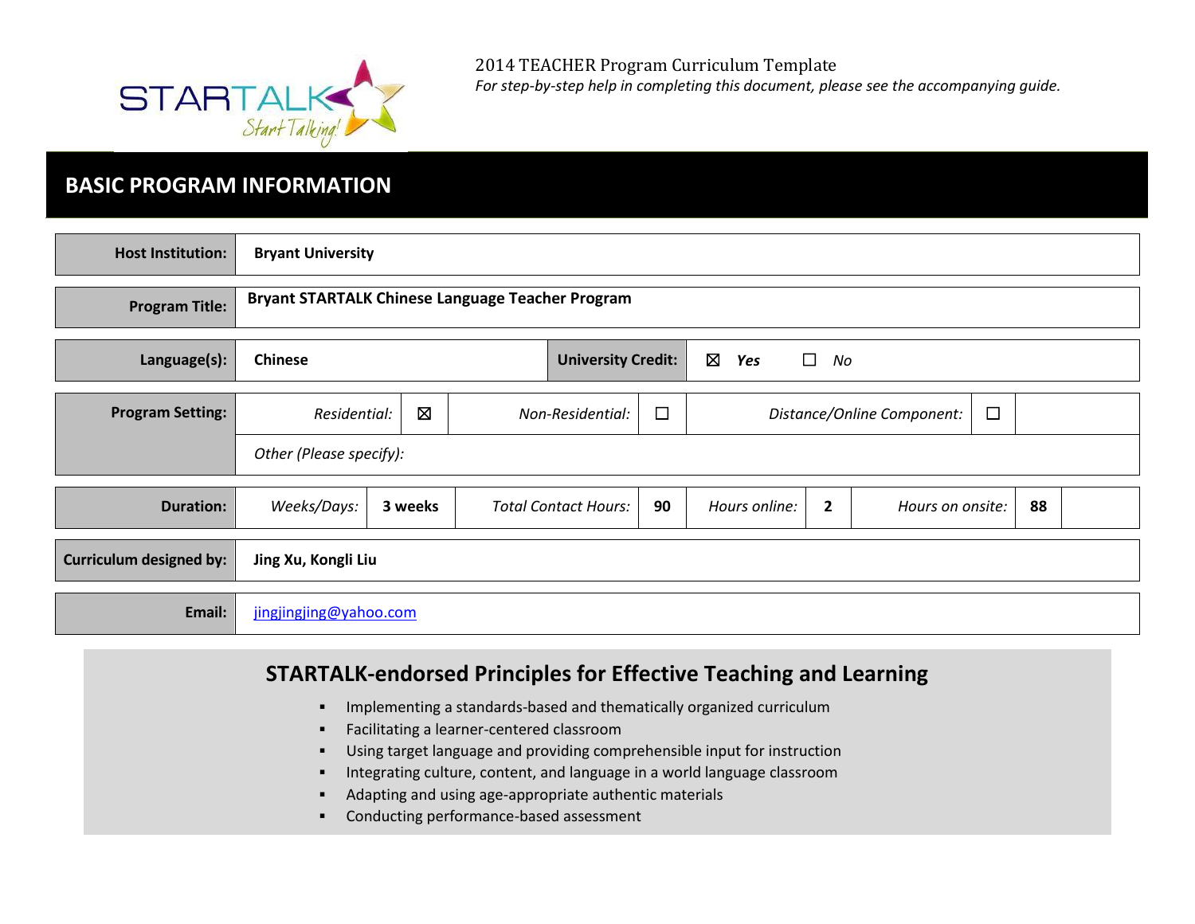2014 TEACHER Program Curriculum Template

*For step-by-step help in completing this document, please see the accompanying guide.*

## BASIC PROGRAM INFORMATION

| | |
|---|---|
| **Host Institution:** | **Bryant University** |
| **Program Title:** | **Bryant STARTALK Chinese Language Teacher Program** |
| **Language(s):** | **Chinese** |
| **University Credit:** | ☒ ***Yes*** ☐ *No* |
| **Program Setting:** | *Residential:* ☒ *Non-Residential:* ☐ *Distance/Online Component:* ☐ |
| | *Other (Please specify):* |
| **Duration:** | *Weeks/Days:* **3 weeks** *Total Contact Hours:* **90** *Hours online:* **2** *Hours on onsite:* **88** |
| **Curriculum designed by:** | **Jing Xu, Kongli Liu** |
| **Email:** | jingjingjing@yahoo.com |

## STARTALK-endorsed Principles for Effective Teaching and Learning

- Implementing a standards-based and thematically organized curriculum
- Facilitating a learner-centered classroom
- Using target language and providing comprehensible input for instruction
- Integrating culture, content, and language in a world language classroom
- Adapting and using age-appropriate authentic materials
- Conducting performance-based assessment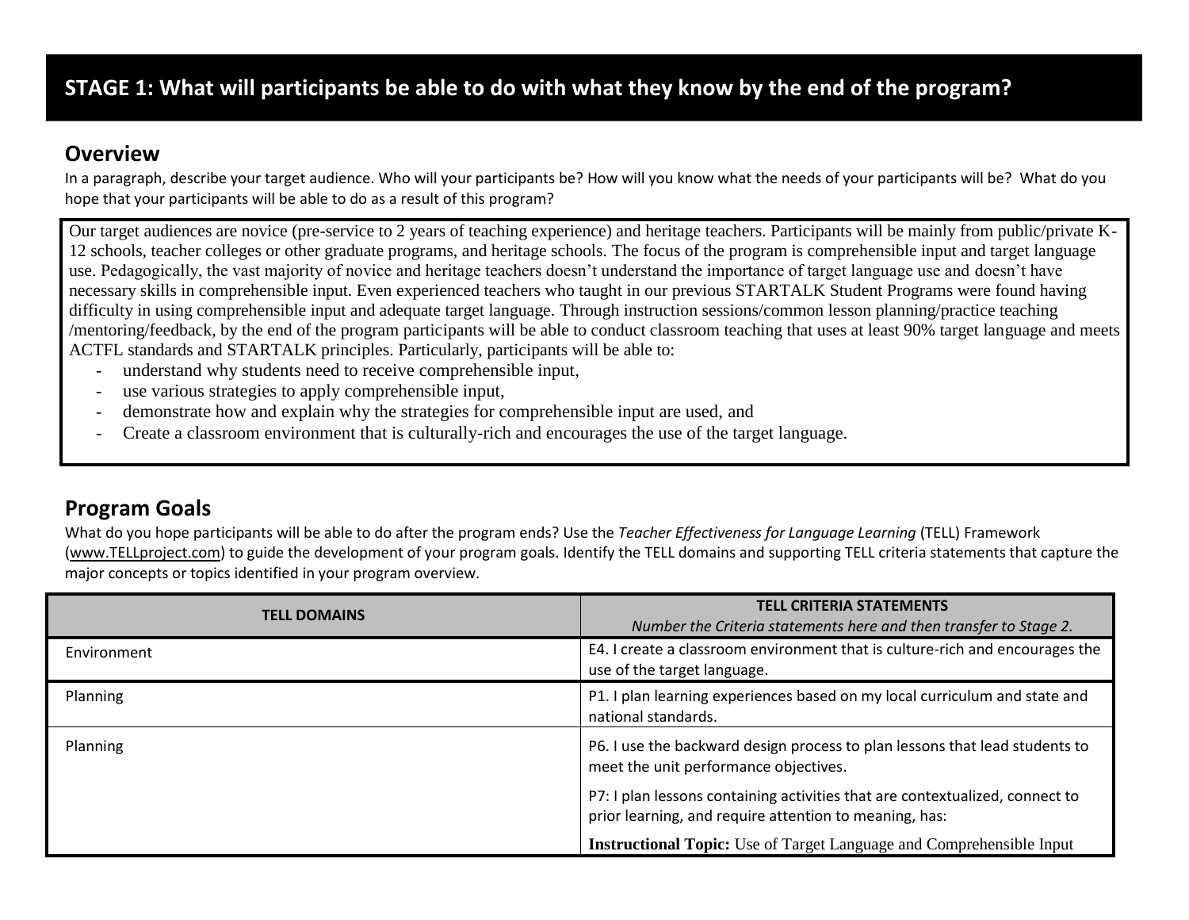## STAGE 1: What will participants be able to do with what they know by the end of the program?

### Overview

In a paragraph, describe your target audience. Who will your participants be? How will you know what the needs of your participants will be? What do you hope that your participants will be able to do as a result of this program?

Our target audiences are novice (pre-service to 2 years of teaching experience) and heritage teachers. Participants will be mainly from public/private K-12 schools, teacher colleges or other graduate programs, and heritage schools. The focus of the program is comprehensible input and target language use. Pedagogically, the vast majority of novice and heritage teachers doesn't understand the importance of target language use and doesn't have necessary skills in comprehensible input. Even experienced teachers who taught in our previous STARTALK Student Programs were found having difficulty in using comprehensible input and adequate target language. Through instruction sessions/common lesson planning/practice teaching /mentoring/feedback, by the end of the program participants will be able to conduct classroom teaching that uses at least 90% target language and meets ACTFL standards and STARTALK principles. Particularly, participants will be able to:

- understand why students need to receive comprehensible input,
- use various strategies to apply comprehensible input,
- demonstrate how and explain why the strategies for comprehensible input are used, and
- Create a classroom environment that is culturally-rich and encourages the use of the target language.

### Program Goals

What do you hope participants will be able to do after the program ends? Use the *Teacher Effectiveness for Language Learning* (TELL) Framework (www.TELLproject.com) to guide the development of your program goals. Identify the TELL domains and supporting TELL criteria statements that capture the major concepts or topics identified in your program overview.

| TELL DOMAINS | TELL CRITERIA STATEMENTS<br>*Number the Criteria statements here and then transfer to Stage 2.* |
|---|---|
| Environment | E4. I create a classroom environment that is culture-rich and encourages the use of the target language. |
| Planning | P1. I plan learning experiences based on my local curriculum and state and national standards. |
| Planning | P6. I use the backward design process to plan lessons that lead students to meet the unit performance objectives.<br><br>P7: I plan lessons containing activities that are contextualized, connect to prior learning, and require attention to meaning, has:<br><br>**Instructional Topic:** Use of Target Language and Comprehensible Input |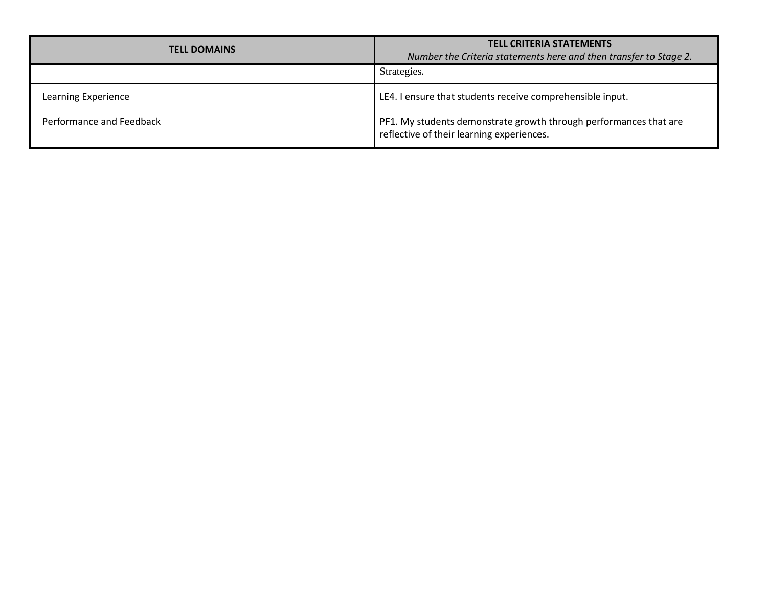| TELL DOMAINS | TELL CRITERIA STATEMENTS *Number the Criteria statements here and then transfer to Stage 2.* |
|---|---|
| | Strategies. |
| Learning Experience | LE4. I ensure that students receive comprehensible input. |
| Performance and Feedback | PF1. My students demonstrate growth through performances that are reflective of their learning experiences. |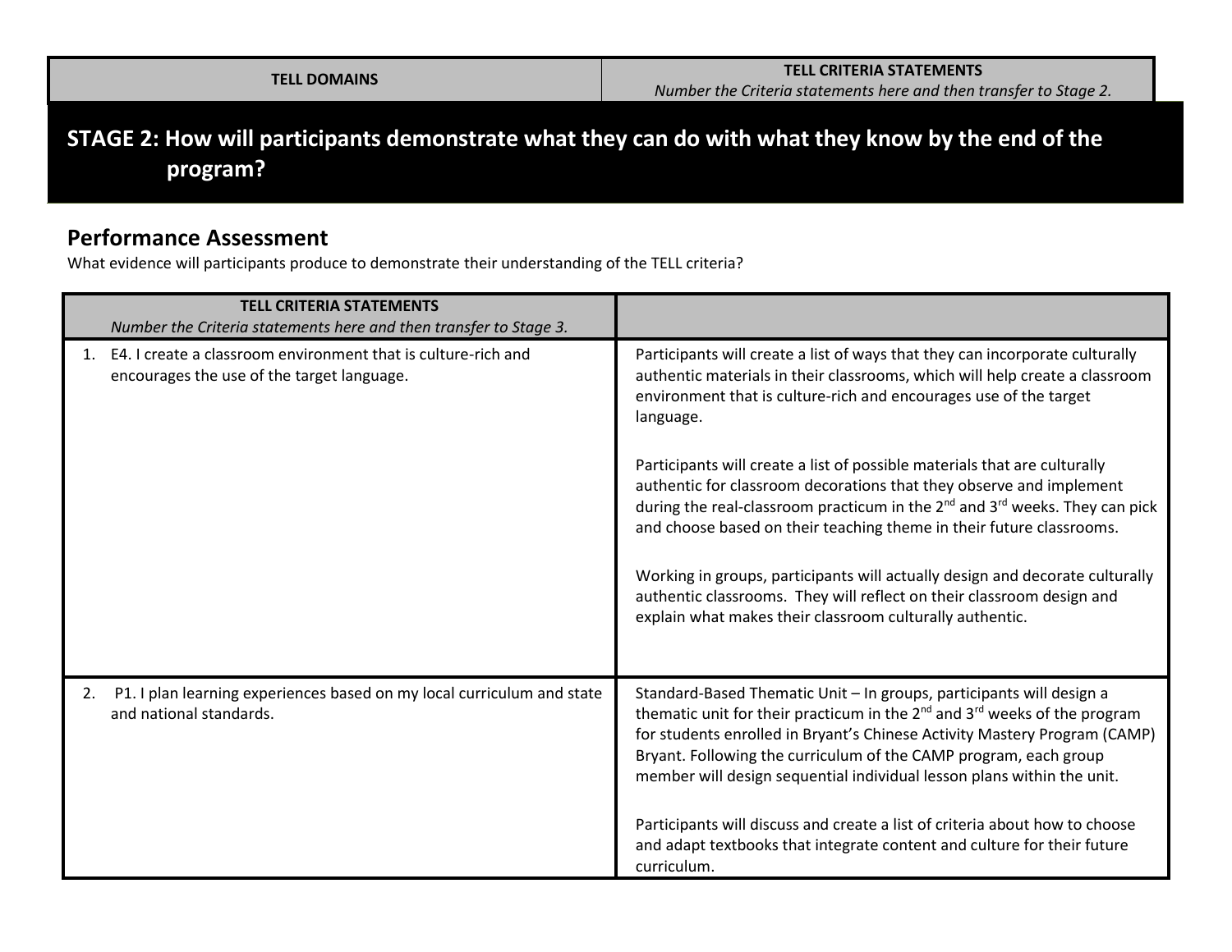| TELL DOMAINS | TELL CRITERIA STATEMENTS *Number the Criteria statements here and then transfer to Stage 2.* |
| --- | --- |

## STAGE 2: How will participants demonstrate what they can do with what they know by the end of the program?

### Performance Assessment

What evidence will participants produce to demonstrate their understanding of the TELL criteria?

| TELL CRITERIA STATEMENTS *Number the Criteria statements here and then transfer to Stage 3.* | |
| --- | --- |
| 1. E4. I create a classroom environment that is culture-rich and encourages the use of the target language. | Participants will create a list of ways that they can incorporate culturally authentic materials in their classrooms, which will help create a classroom environment that is culture-rich and encourages use of the target language.<br><br>Participants will create a list of possible materials that are culturally authentic for classroom decorations that they observe and implement during the real-classroom practicum in the 2nd and 3rd weeks. They can pick and choose based on their teaching theme in their future classrooms.<br><br>Working in groups, participants will actually design and decorate culturally authentic classrooms. They will reflect on their classroom design and explain what makes their classroom culturally authentic. |
| 2. P1. I plan learning experiences based on my local curriculum and state and national standards. | Standard-Based Thematic Unit – In groups, participants will design a thematic unit for their practicum in the 2nd and 3rd weeks of the program for students enrolled in Bryant's Chinese Activity Mastery Program (CAMP) Bryant. Following the curriculum of the CAMP program, each group member will design sequential individual lesson plans within the unit.<br><br>Participants will discuss and create a list of criteria about how to choose and adapt textbooks that integrate content and culture for their future curriculum. |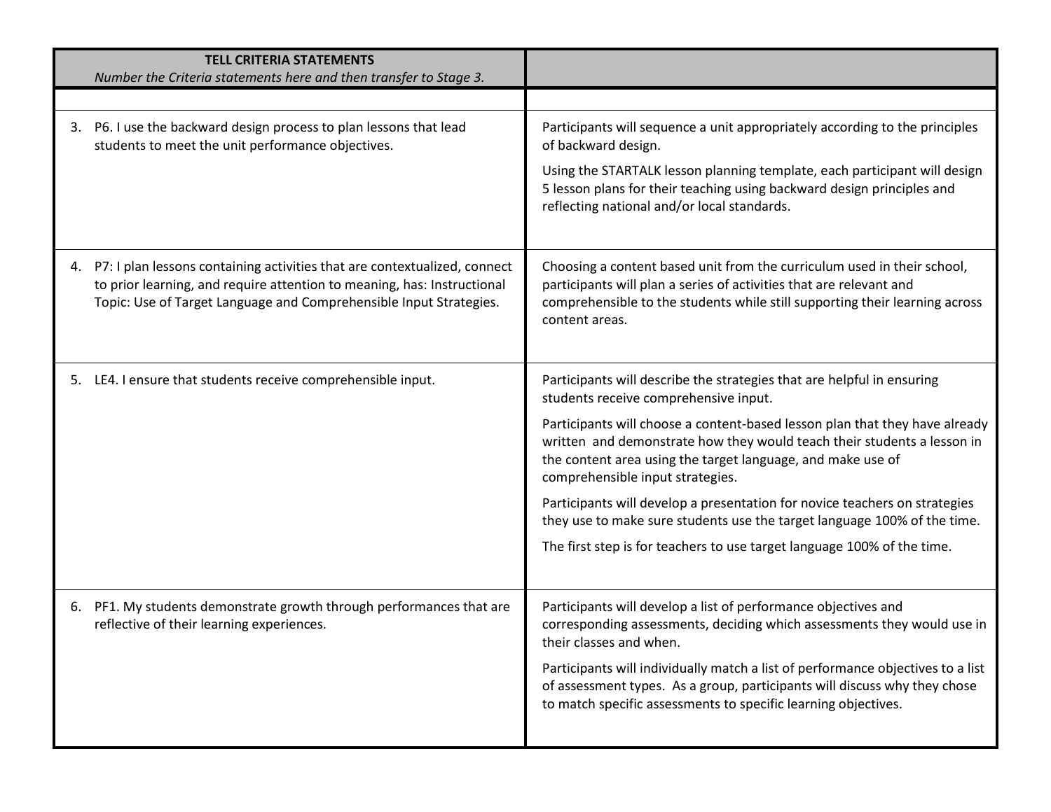| **TELL CRITERIA STATEMENTS** *Number the Criteria statements here and then transfer to Stage 3.* | |
|---|---|
| | |
| 3. P6. I use the backward design process to plan lessons that lead students to meet the unit performance objectives. | Participants will sequence a unit appropriately according to the principles of backward design. <br><br> Using the STARTALK lesson planning template, each participant will design 5 lesson plans for their teaching using backward design principles and reflecting national and/or local standards. |
| 4. P7: I plan lessons containing activities that are contextualized, connect to prior learning, and require attention to meaning, has: Instructional Topic: Use of Target Language and Comprehensible Input Strategies. | Choosing a content based unit from the curriculum used in their school, participants will plan a series of activities that are relevant and comprehensible to the students while still supporting their learning across content areas. |
| 5. LE4. I ensure that students receive comprehensible input. | Participants will describe the strategies that are helpful in ensuring students receive comprehensive input. <br><br> Participants will choose a content-based lesson plan that they have already written and demonstrate how they would teach their students a lesson in the content area using the target language, and make use of comprehensible input strategies. <br><br> Participants will develop a presentation for novice teachers on strategies they use to make sure students use the target language 100% of the time. <br><br> The first step is for teachers to use target language 100% of the time. |
| 6. PF1. My students demonstrate growth through performances that are reflective of their learning experiences. | Participants will develop a list of performance objectives and corresponding assessments, deciding which assessments they would use in their classes and when. <br><br> Participants will individually match a list of performance objectives to a list of assessment types. As a group, participants will discuss why they chose to match specific assessments to specific learning objectives. |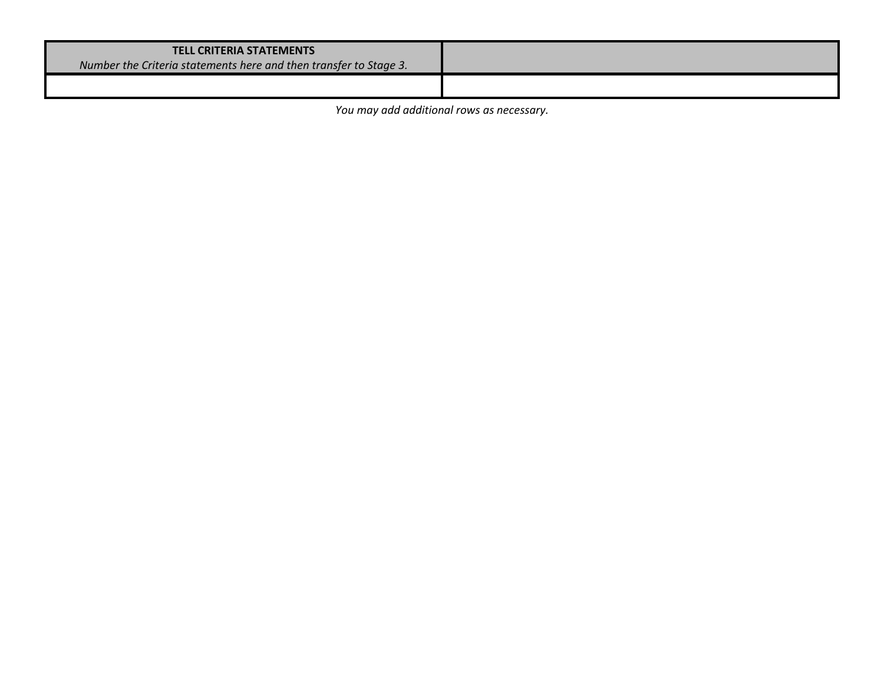| **TELL CRITERIA STATEMENTS**<br>*Number the Criteria statements here and then transfer to Stage 3.* | |
|---|---|
| | |

*You may add additional rows as necessary.*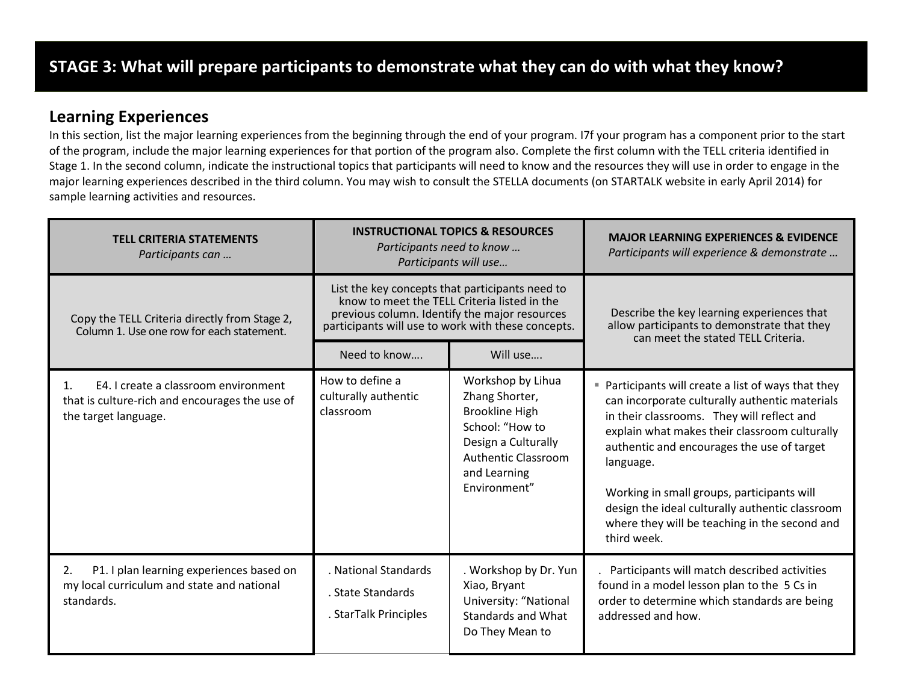# STAGE 3: What will prepare participants to demonstrate what they can do with what they know?

## Learning Experiences

In this section, list the major learning experiences from the beginning through the end of your program. I7f your program has a component prior to the start of the program, include the major learning experiences for that portion of the program also. Complete the first column with the TELL criteria identified in Stage 1. In the second column, indicate the instructional topics that participants will need to know and the resources they will use in order to engage in the major learning experiences described in the third column. You may wish to consult the STELLA documents (on STARTALK website in early April 2014) for sample learning activities and resources.

| **TELL CRITERIA STATEMENTS** *Participants can …* | **INSTRUCTIONAL TOPICS & RESOURCES** *Participants need to know … Participants will use…* | | **MAJOR LEARNING EXPERIENCES & EVIDENCE** *Participants will experience & demonstrate …* |
|---|---|---|---|
| Copy the TELL Criteria directly from Stage 2, Column 1. Use one row for each statement. | List the key concepts that participants need to know to meet the TELL Criteria listed in the previous column. Identify the major resources participants will use to work with these concepts. | | Describe the key learning experiences that allow participants to demonstrate that they can meet the stated TELL Criteria. |
| | Need to know…. | Will use…. | |
| 1. E4. I create a classroom environment that is culture-rich and encourages the use of the target language. | How to define a culturally authentic classroom | Workshop by Lihua Zhang Shorter, Brookline High School: "How to Design a Culturally Authentic Classroom and Learning Environment" | ▪ Participants will create a list of ways that they can incorporate culturally authentic materials in their classrooms. They will reflect and explain what makes their classroom culturally authentic and encourages the use of target language.<br><br>Working in small groups, participants will design the ideal culturally authentic classroom where they will be teaching in the second and third week. |
| 2. P1. I plan learning experiences based on my local curriculum and state and national standards. | . National Standards<br>. State Standards<br>. StarTalk Principles | . Workshop by Dr. Yun Xiao, Bryant University: "National Standards and What Do They Mean to | . Participants will match described activities found in a model lesson plan to the 5 Cs in order to determine which standards are being addressed and how. |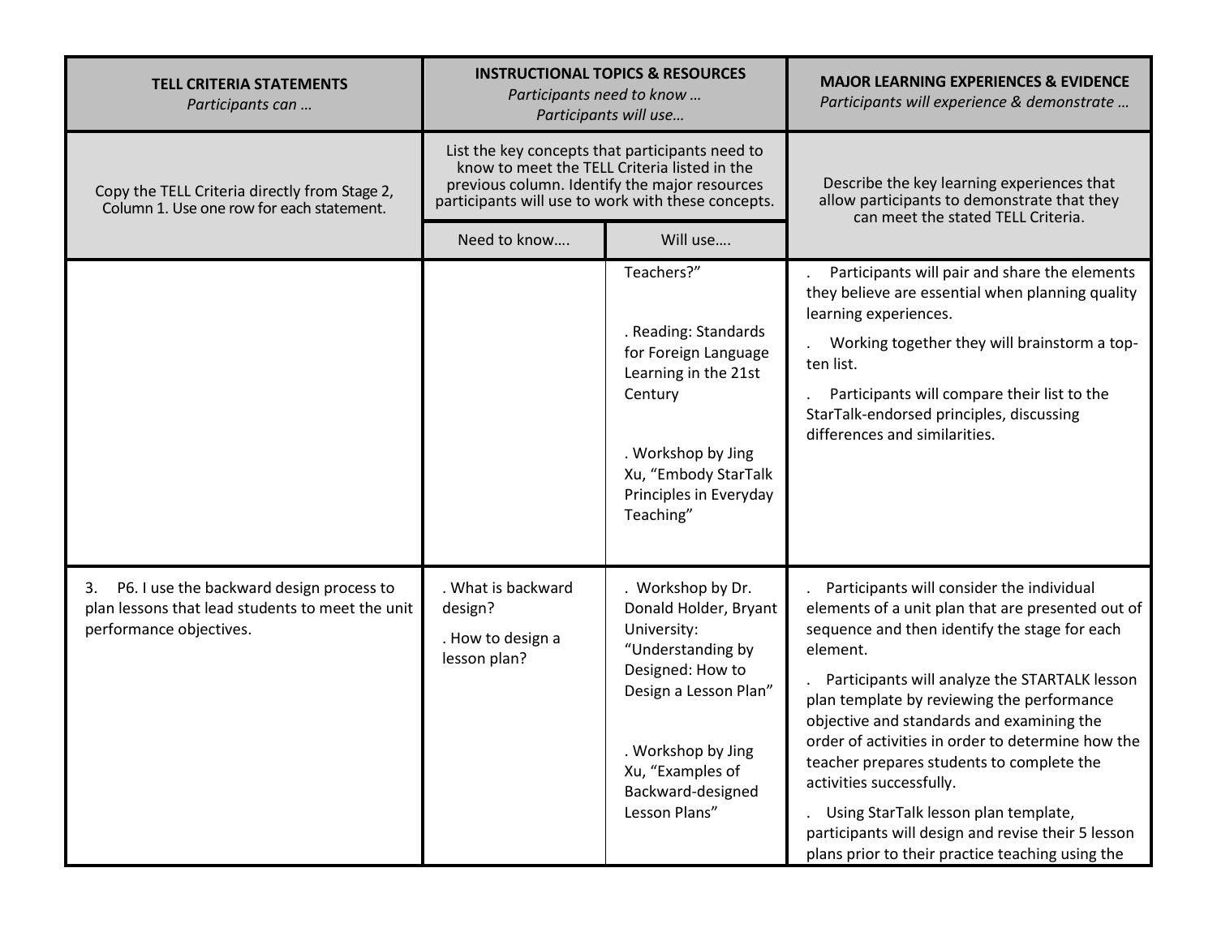| TELL CRITERIA STATEMENTS *Participants can …* | INSTRUCTIONAL TOPICS & RESOURCES *Participants need to know … Participants will use…* | | MAJOR LEARNING EXPERIENCES & EVIDENCE *Participants will experience & demonstrate …* |
|---|---|---|---|
| Copy the TELL Criteria directly from Stage 2, Column 1. Use one row for each statement. | List the key concepts that participants need to know to meet the TELL Criteria listed in the previous column. Identify the major resources participants will use to work with these concepts. | | Describe the key learning experiences that allow participants to demonstrate that they can meet the stated TELL Criteria. |
| | Need to know…. | Will use…. | |
| | | Teachers?"<br><br>. Reading: Standards for Foreign Language Learning in the 21st Century<br><br>. Workshop by Jing Xu, "Embody StarTalk Principles in Everyday Teaching" | . Participants will pair and share the elements they believe are essential when planning quality learning experiences.<br>. Working together they will brainstorm a top-ten list.<br>. Participants will compare their list to the StarTalk-endorsed principles, discussing differences and similarities. |
| 3. P6. I use the backward design process to plan lessons that lead students to meet the unit performance objectives. | . What is backward design?<br>. How to design a lesson plan? | . Workshop by Dr. Donald Holder, Bryant University: "Understanding by Designed: How to Design a Lesson Plan"<br><br>. Workshop by Jing Xu, "Examples of Backward-designed Lesson Plans" | . Participants will consider the individual elements of a unit plan that are presented out of sequence and then identify the stage for each element.<br>. Participants will analyze the STARTALK lesson plan template by reviewing the performance objective and standards and examining the order of activities in order to determine how the teacher prepares students to complete the activities successfully.<br>. Using StarTalk lesson plan template, participants will design and revise their 5 lesson plans prior to their practice teaching using the |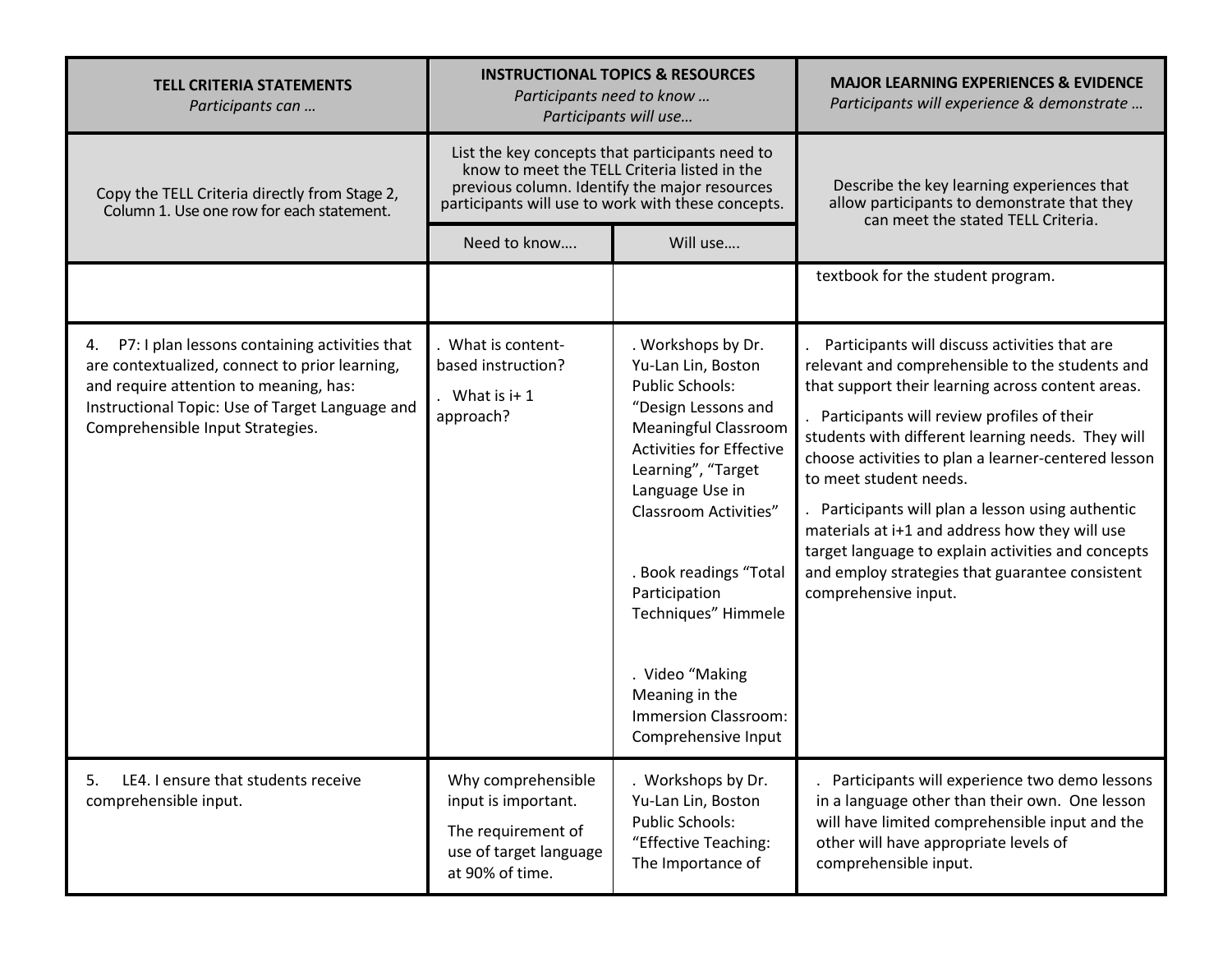| TELL CRITERIA STATEMENTS *Participants can …* | INSTRUCTIONAL TOPICS & RESOURCES *Participants need to know … Participants will use…* | | MAJOR LEARNING EXPERIENCES & EVIDENCE *Participants will experience & demonstrate …* |
|---|---|---|---|
| Copy the TELL Criteria directly from Stage 2, Column 1. Use one row for each statement. | List the key concepts that participants need to know to meet the TELL Criteria listed in the previous column. Identify the major resources participants will use to work with these concepts. | | Describe the key learning experiences that allow participants to demonstrate that they can meet the stated TELL Criteria. |
| | Need to know…. | Will use…. | |
| | | | textbook for the student program. |
| 4. P7: I plan lessons containing activities that are contextualized, connect to prior learning, and require attention to meaning, has: Instructional Topic: Use of Target Language and Comprehensible Input Strategies. | . What is content-based instruction?<br>. What is i+ 1 approach? | . Workshops by Dr. Yu-Lan Lin, Boston Public Schools: "Design Lessons and Meaningful Classroom Activities for Effective Learning", "Target Language Use in Classroom Activities"<br><br>. Book readings "Total Participation Techniques" Himmele<br><br>. Video "Making Meaning in the Immersion Classroom: Comprehensive Input | . Participants will discuss activities that are relevant and comprehensible to the students and that support their learning across content areas.<br>. Participants will review profiles of their students with different learning needs. They will choose activities to plan a learner-centered lesson to meet student needs.<br>. Participants will plan a lesson using authentic materials at i+1 and address how they will use target language to explain activities and concepts and employ strategies that guarantee consistent comprehensive input. |
| 5. LE4. I ensure that students receive comprehensible input. | Why comprehensible input is important.<br>The requirement of use of target language at 90% of time. | . Workshops by Dr. Yu-Lan Lin, Boston Public Schools: "Effective Teaching: The Importance of | . Participants will experience two demo lessons in a language other than their own. One lesson will have limited comprehensible input and the other will have appropriate levels of comprehensible input. |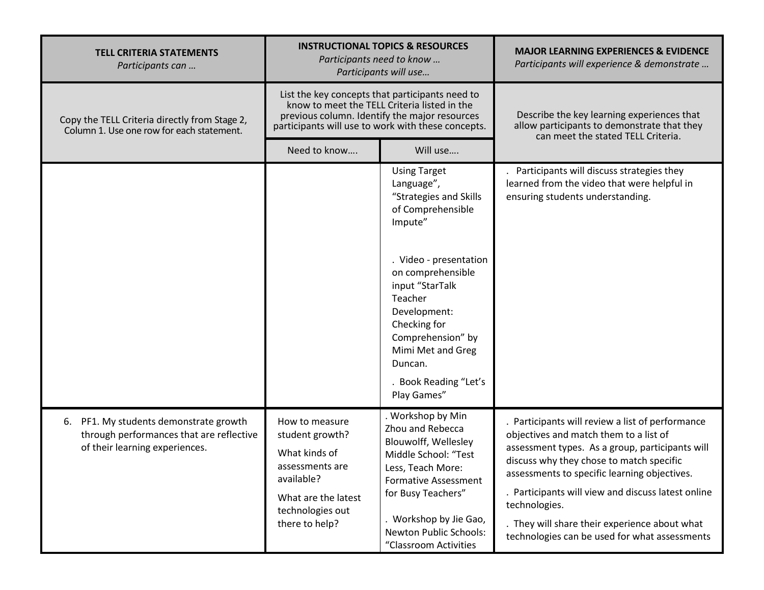| TELL CRITERIA STATEMENTS<br>*Participants can …* | INSTRUCTIONAL TOPICS & RESOURCES<br>*Participants need to know …*<br>*Participants will use…* | | MAJOR LEARNING EXPERIENCES & EVIDENCE<br>*Participants will experience & demonstrate …* |
|---|---|---|---|
| Copy the TELL Criteria directly from Stage 2, Column 1. Use one row for each statement. | List the key concepts that participants need to know to meet the TELL Criteria listed in the previous column. Identify the major resources participants will use to work with these concepts. | | Describe the key learning experiences that allow participants to demonstrate that they can meet the stated TELL Criteria. |
| | Need to know…. | Will use…. | |
| | | Using Target Language", "Strategies and Skills of Comprehensible Impute"<br><br>. Video - presentation on comprehensible input "StarTalk Teacher Development: Checking for Comprehension" by Mimi Met and Greg Duncan.<br><br>. Book Reading "Let's Play Games" | . Participants will discuss strategies they learned from the video that were helpful in ensuring students understanding. |
| 6. PF1. My students demonstrate growth through performances that are reflective of their learning experiences. | How to measure student growth?<br><br>What kinds of assessments are available?<br><br>What are the latest technologies out there to help? | . Workshop by Min Zhou and Rebecca Blouwolff, Wellesley Middle School: "Test Less, Teach More: Formative Assessment for Busy Teachers"<br><br>. Workshop by Jie Gao, Newton Public Schools: "Classroom Activities | . Participants will review a list of performance objectives and match them to a list of assessment types. As a group, participants will discuss why they chose to match specific assessments to specific learning objectives.<br><br>. Participants will view and discuss latest online technologies.<br><br>. They will share their experience about what technologies can be used for what assessments |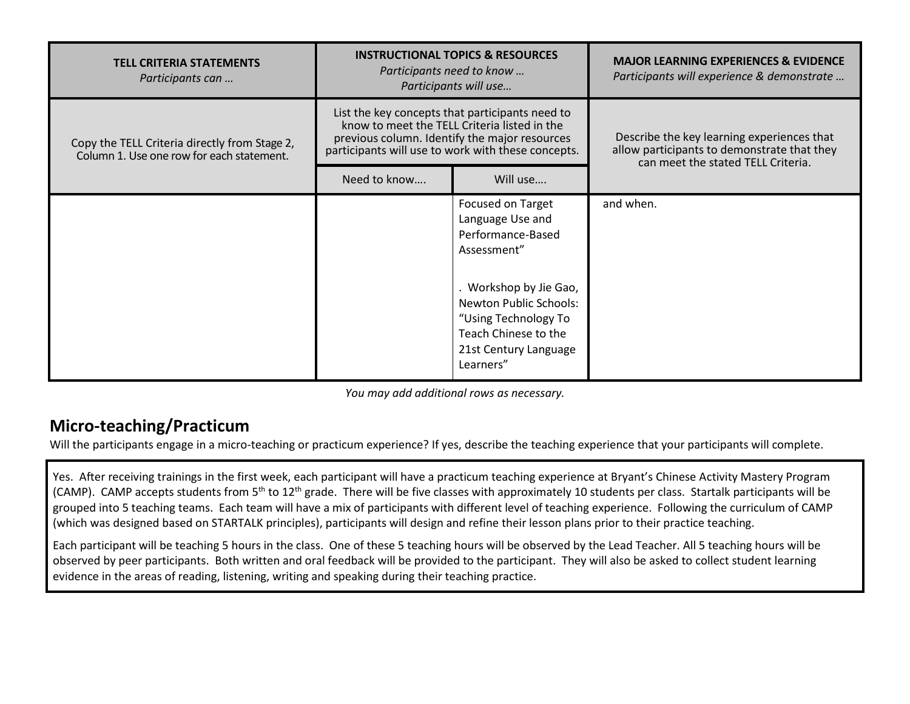| TELL CRITERIA STATEMENTS *Participants can …* | INSTRUCTIONAL TOPICS & RESOURCES *Participants need to know … Participants will use…* | | MAJOR LEARNING EXPERIENCES & EVIDENCE *Participants will experience & demonstrate …* |
|---|---|---|---|
| Copy the TELL Criteria directly from Stage 2, Column 1. Use one row for each statement. | List the key concepts that participants need to know to meet the TELL Criteria listed in the previous column. Identify the major resources participants will use to work with these concepts. | | Describe the key learning experiences that allow participants to demonstrate that they can meet the stated TELL Criteria. |
| | Need to know…. | Will use…. | |
| | | Focused on Target Language Use and Performance-Based Assessment"<br><br>. Workshop by Jie Gao, Newton Public Schools: "Using Technology To Teach Chinese to the 21st Century Language Learners" | and when. |

*You may add additional rows as necessary.*

## Micro-teaching/Practicum

Will the participants engage in a micro-teaching or practicum experience? If yes, describe the teaching experience that your participants will complete.

Yes. After receiving trainings in the first week, each participant will have a practicum teaching experience at Bryant's Chinese Activity Mastery Program (CAMP). CAMP accepts students from 5th to 12th grade. There will be five classes with approximately 10 students per class. Startalk participants will be grouped into 5 teaching teams. Each team will have a mix of participants with different level of teaching experience. Following the curriculum of CAMP (which was designed based on STARTALK principles), participants will design and refine their lesson plans prior to their practice teaching.

Each participant will be teaching 5 hours in the class. One of these 5 teaching hours will be observed by the Lead Teacher. All 5 teaching hours will be observed by peer participants. Both written and oral feedback will be provided to the participant. They will also be asked to collect student learning evidence in the areas of reading, listening, writing and speaking during their teaching practice.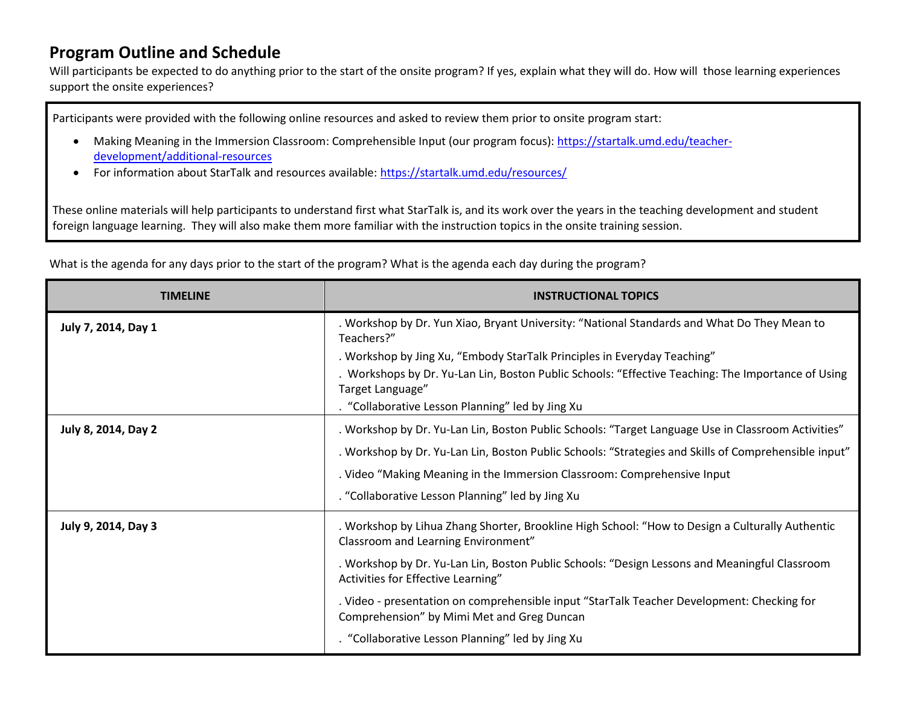## Program Outline and Schedule

Will participants be expected to do anything prior to the start of the onsite program? If yes, explain what they will do. How will those learning experiences support the onsite experiences?

Participants were provided with the following online resources and asked to review them prior to onsite program start:

- Making Meaning in the Immersion Classroom: Comprehensible Input (our program focus): https://startalk.umd.edu/teacher-development/additional-resources
- For information about StarTalk and resources available: https://startalk.umd.edu/resources/

These online materials will help participants to understand first what StarTalk is, and its work over the years in the teaching development and student foreign language learning. They will also make them more familiar with the instruction topics in the onsite training session.

What is the agenda for any days prior to the start of the program? What is the agenda each day during the program?

| TIMELINE | INSTRUCTIONAL TOPICS |
|---|---|
| **July 7, 2014, Day 1** | . Workshop by Dr. Yun Xiao, Bryant University: "National Standards and What Do They Mean to Teachers?"<br>. Workshop by Jing Xu, "Embody StarTalk Principles in Everyday Teaching"<br>. Workshops by Dr. Yu-Lan Lin, Boston Public Schools: "Effective Teaching: The Importance of Using Target Language"<br>. "Collaborative Lesson Planning" led by Jing Xu |
| **July 8, 2014, Day 2** | . Workshop by Dr. Yu-Lan Lin, Boston Public Schools: "Target Language Use in Classroom Activities"<br>. Workshop by Dr. Yu-Lan Lin, Boston Public Schools: "Strategies and Skills of Comprehensible input"<br>. Video "Making Meaning in the Immersion Classroom: Comprehensive Input<br>. "Collaborative Lesson Planning" led by Jing Xu |
| **July 9, 2014, Day 3** | . Workshop by Lihua Zhang Shorter, Brookline High School: "How to Design a Culturally Authentic Classroom and Learning Environment"<br>. Workshop by Dr. Yu-Lan Lin, Boston Public Schools: "Design Lessons and Meaningful Classroom Activities for Effective Learning"<br>. Video - presentation on comprehensible input "StarTalk Teacher Development: Checking for Comprehension" by Mimi Met and Greg Duncan<br>. "Collaborative Lesson Planning" led by Jing Xu |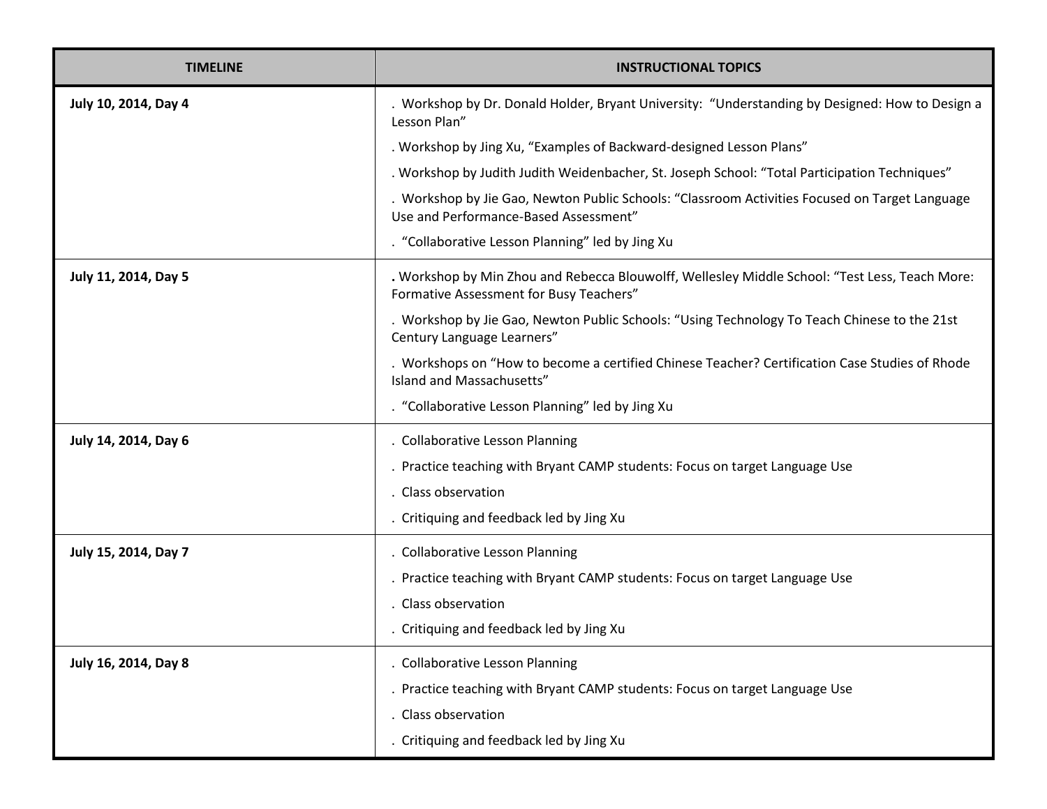| TIMELINE | INSTRUCTIONAL TOPICS |
| --- | --- |
| **July 10, 2014, Day 4** | . Workshop by Dr. Donald Holder, Bryant University: "Understanding by Designed: How to Design a Lesson Plan"<br>. Workshop by Jing Xu, "Examples of Backward-designed Lesson Plans"<br>. Workshop by Judith Judith Weidenbacher, St. Joseph School: "Total Participation Techniques"<br>. Workshop by Jie Gao, Newton Public Schools: "Classroom Activities Focused on Target Language Use and Performance-Based Assessment"<br>. "Collaborative Lesson Planning" led by Jing Xu |
| **July 11, 2014, Day 5** | **.** Workshop by Min Zhou and Rebecca Blouwolff, Wellesley Middle School: "Test Less, Teach More: Formative Assessment for Busy Teachers"<br>. Workshop by Jie Gao, Newton Public Schools: "Using Technology To Teach Chinese to the 21st Century Language Learners"<br>. Workshops on "How to become a certified Chinese Teacher? Certification Case Studies of Rhode Island and Massachusetts"<br>. "Collaborative Lesson Planning" led by Jing Xu |
| **July 14, 2014, Day 6** | . Collaborative Lesson Planning<br>. Practice teaching with Bryant CAMP students: Focus on target Language Use<br>. Class observation<br>. Critiquing and feedback led by Jing Xu |
| **July 15, 2014, Day 7** | . Collaborative Lesson Planning<br>. Practice teaching with Bryant CAMP students: Focus on target Language Use<br>. Class observation<br>. Critiquing and feedback led by Jing Xu |
| **July 16, 2014, Day 8** | . Collaborative Lesson Planning<br>. Practice teaching with Bryant CAMP students: Focus on target Language Use<br>. Class observation<br>. Critiquing and feedback led by Jing Xu |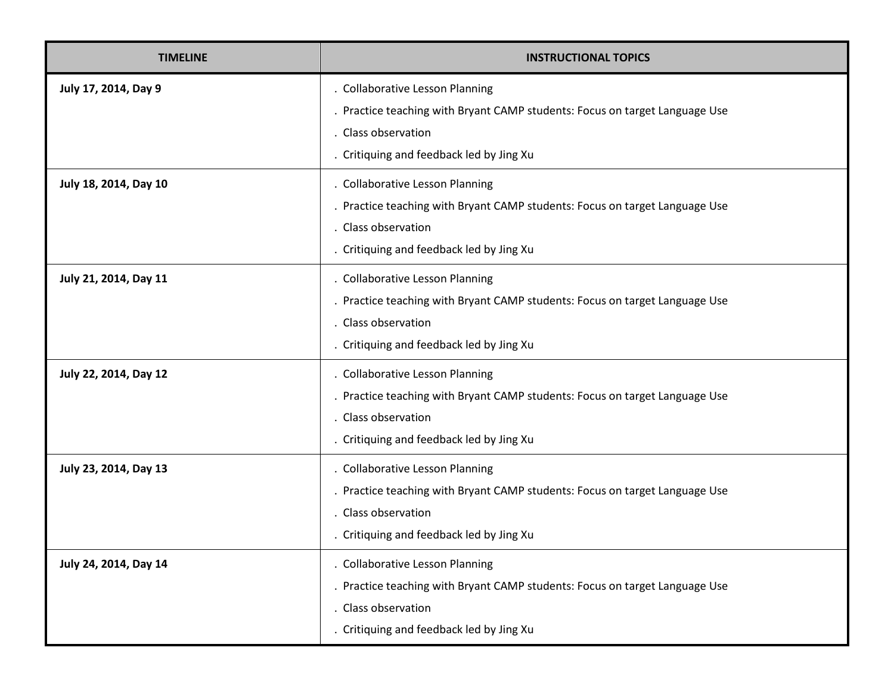| TIMELINE | INSTRUCTIONAL TOPICS |
| --- | --- |
| **July 17, 2014, Day 9** | . Collaborative Lesson Planning<br>. Practice teaching with Bryant CAMP students: Focus on target Language Use<br>. Class observation<br>. Critiquing and feedback led by Jing Xu |
| **July 18, 2014, Day 10** | . Collaborative Lesson Planning<br>. Practice teaching with Bryant CAMP students: Focus on target Language Use<br>. Class observation<br>. Critiquing and feedback led by Jing Xu |
| **July 21, 2014, Day 11** | . Collaborative Lesson Planning<br>. Practice teaching with Bryant CAMP students: Focus on target Language Use<br>. Class observation<br>. Critiquing and feedback led by Jing Xu |
| **July 22, 2014, Day 12** | . Collaborative Lesson Planning<br>. Practice teaching with Bryant CAMP students: Focus on target Language Use<br>. Class observation<br>. Critiquing and feedback led by Jing Xu |
| **July 23, 2014, Day 13** | . Collaborative Lesson Planning<br>. Practice teaching with Bryant CAMP students: Focus on target Language Use<br>. Class observation<br>. Critiquing and feedback led by Jing Xu |
| **July 24, 2014, Day 14** | . Collaborative Lesson Planning<br>. Practice teaching with Bryant CAMP students: Focus on target Language Use<br>. Class observation<br>. Critiquing and feedback led by Jing Xu |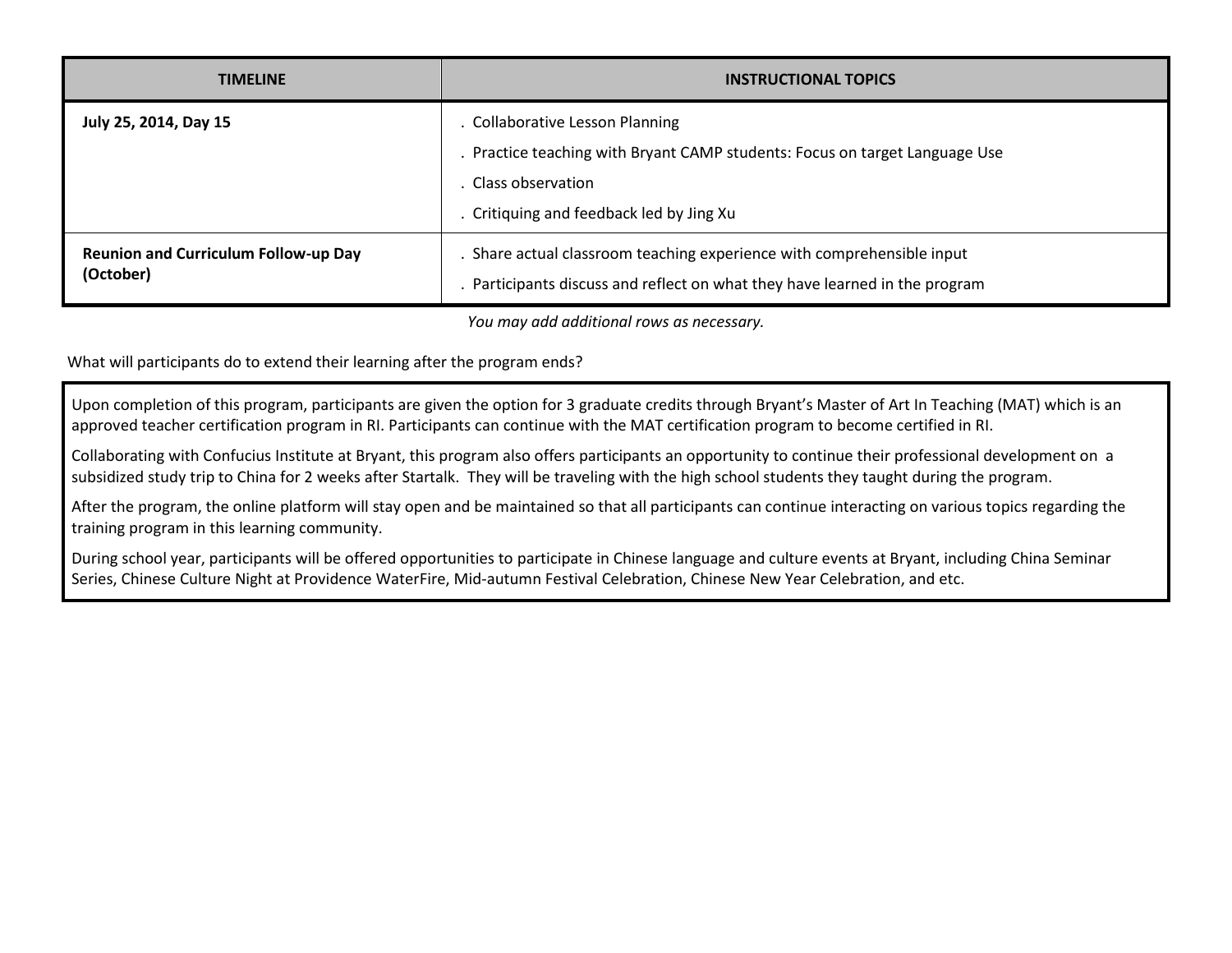| TIMELINE | INSTRUCTIONAL TOPICS |
|---|---|
| **July 25, 2014, Day 15** | . Collaborative Lesson Planning<br>. Practice teaching with Bryant CAMP students: Focus on target Language Use<br>. Class observation<br>. Critiquing and feedback led by Jing Xu |
| **Reunion and Curriculum Follow-up Day (October)** | . Share actual classroom teaching experience with comprehensible input<br>. Participants discuss and reflect on what they have learned in the program |

*You may add additional rows as necessary.*

What will participants do to extend their learning after the program ends?

Upon completion of this program, participants are given the option for 3 graduate credits through Bryant's Master of Art In Teaching (MAT) which is an approved teacher certification program in RI. Participants can continue with the MAT certification program to become certified in RI.

Collaborating with Confucius Institute at Bryant, this program also offers participants an opportunity to continue their professional development on a subsidized study trip to China for 2 weeks after Startalk. They will be traveling with the high school students they taught during the program.

After the program, the online platform will stay open and be maintained so that all participants can continue interacting on various topics regarding the training program in this learning community.

During school year, participants will be offered opportunities to participate in Chinese language and culture events at Bryant, including China Seminar Series, Chinese Culture Night at Providence WaterFire, Mid-autumn Festival Celebration, Chinese New Year Celebration, and etc.